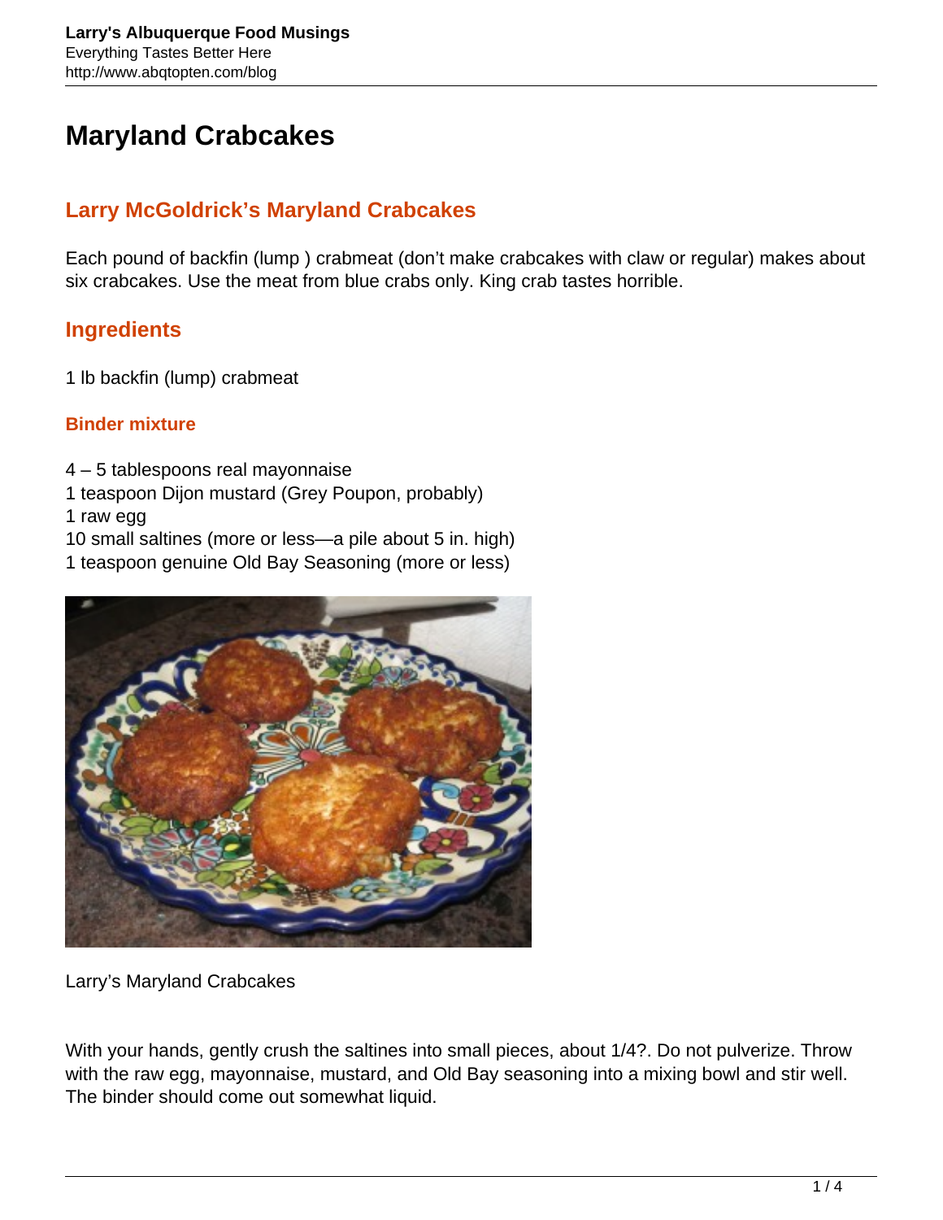# Maryland Crabcakes

## Larry McGoldrick's Maryland Crabcakes

Each pound of backfin (lump ) crabmeat (don't make crabcakes with claw or regular) makes about six crabcakes. Use the meat from blue crabs only. King crab tastes horrible.

## Ingredients

1 lb backfin (lump) crabmeat

### Binder mixture

4 – 5 tablespoons real mayonnaise
1 teaspoon Dijon mustard (Grey Poupon, probably)
1 raw egg
10 small saltines (more or less—a pile about 5 in. high)
1 teaspoon genuine Old Bay Seasoning (more or less)

Larry's Maryland Crabcakes

With your hands, gently crush the saltines into small pieces, about 1/4?. Do not pulverize. Throw with the raw egg, mayonnaise, mustard, and Old Bay seasoning into a mixing bowl and stir well. The binder should come out somewhat liquid.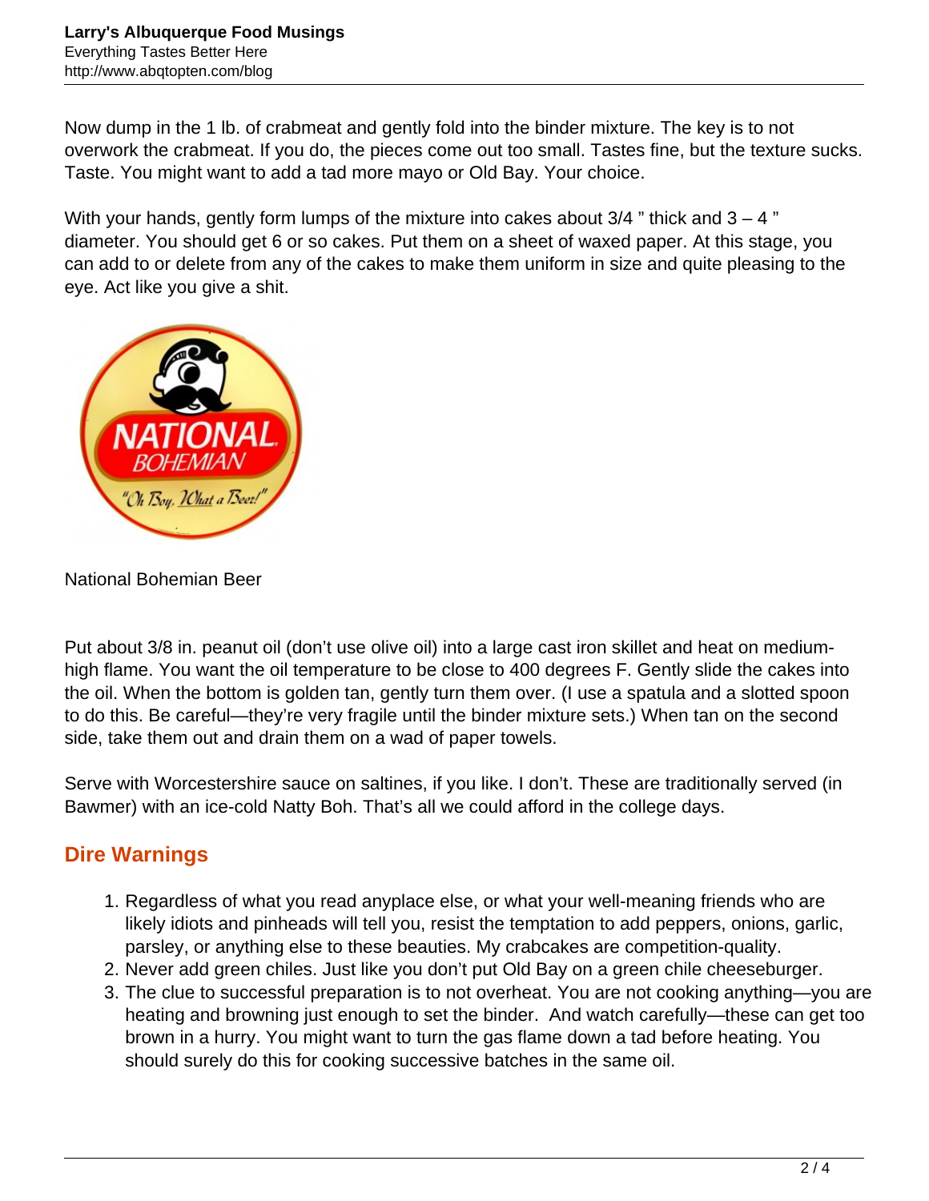Now dump in the 1 lb. of crabmeat and gently fold into the binder mixture. The key is to not overwork the crabmeat. If you do, the pieces come out too small. Tastes fine, but the texture sucks. Taste. You might want to add a tad more mayo or Old Bay. Your choice.

With your hands, gently form lumps of the mixture into cakes about 3/4 " thick and 3 – 4 " diameter. You should get 6 or so cakes. Put them on a sheet of waxed paper. At this stage, you can add to or delete from any of the cakes to make them uniform in size and quite pleasing to the eye. Act like you give a shit.

National Bohemian Beer

Put about 3/8 in. peanut oil (don't use olive oil) into a large cast iron skillet and heat on medium-high flame. You want the oil temperature to be close to 400 degrees F. Gently slide the cakes into the oil. When the bottom is golden tan, gently turn them over. (I use a spatula and a slotted spoon to do this. Be careful—they're very fragile until the binder mixture sets.) When tan on the second side, take them out and drain them on a wad of paper towels.

Serve with Worcestershire sauce on saltines, if you like. I don't. These are traditionally served (in Bawmer) with an ice-cold Natty Boh. That's all we could afford in the college days.

## Dire Warnings

1. Regardless of what you read anyplace else, or what your well-meaning friends who are likely idiots and pinheads will tell you, resist the temptation to add peppers, onions, garlic, parsley, or anything else to these beauties. My crabcakes are competition-quality.
2. Never add green chiles. Just like you don't put Old Bay on a green chile cheeseburger.
3. The clue to successful preparation is to not overheat. You are not cooking anything—you are heating and browning just enough to set the binder. And watch carefully—these can get too brown in a hurry. You might want to turn the gas flame down a tad before heating. You should surely do this for cooking successive batches in the same oil.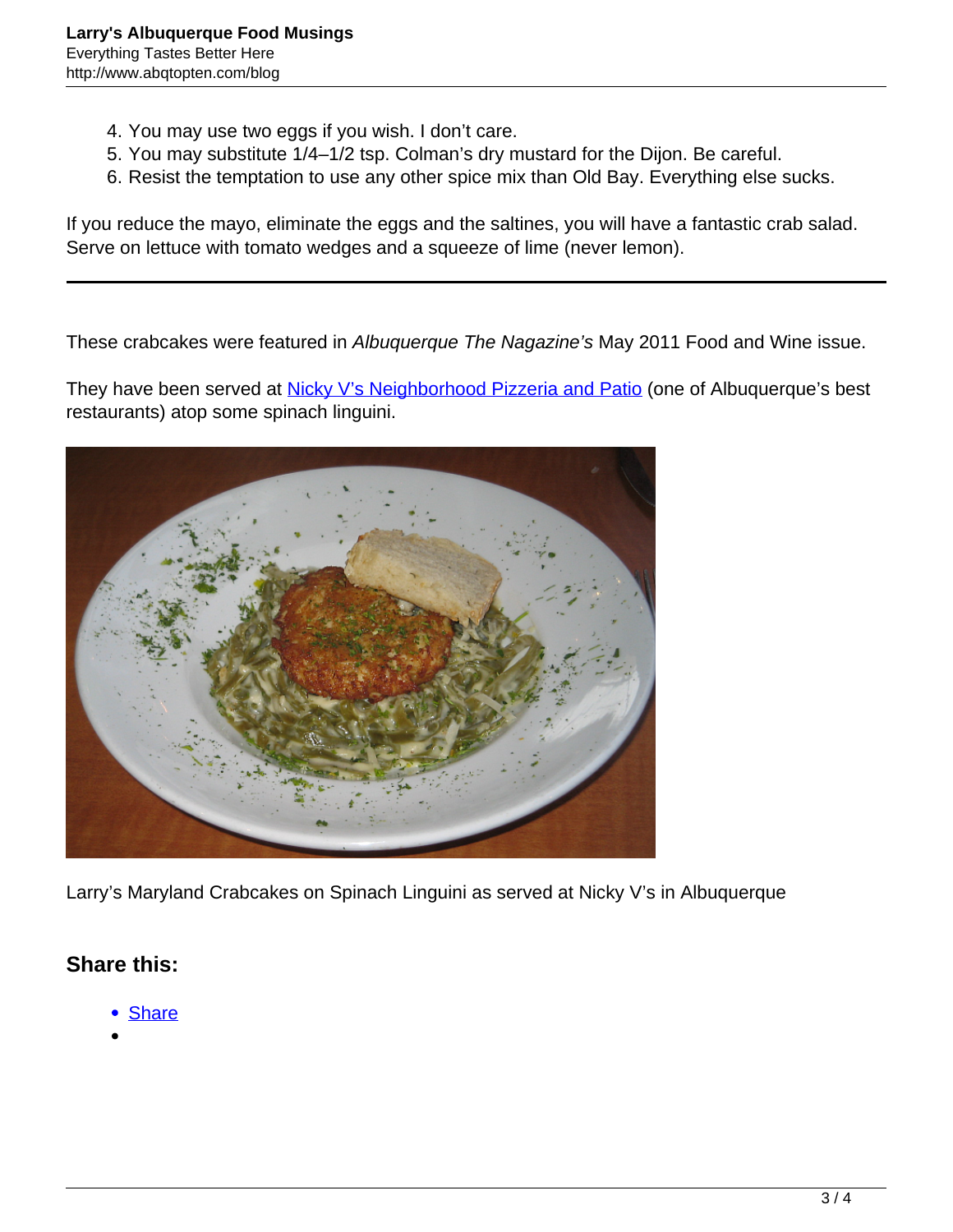4. You may use two eggs if you wish. I don't care.
5. You may substitute 1/4–1/2 tsp. Colman's dry mustard for the Dijon. Be careful.
6. Resist the temptation to use any other spice mix than Old Bay. Everything else sucks.

If you reduce the mayo, eliminate the eggs and the saltines, you will have a fantastic crab salad. Serve on lettuce with tomato wedges and a squeeze of lime (never lemon).

---

These crabcakes were featured in *Albuquerque The Nagazine's* May 2011 Food and Wine issue.

They have been served at Nicky V's Neighborhood Pizzeria and Patio (one of Albuquerque's best restaurants) atop some spinach linguini.

Larry's Maryland Crabcakes on Spinach Linguini as served at Nicky V's in Albuquerque

## Share this:

- Share
-